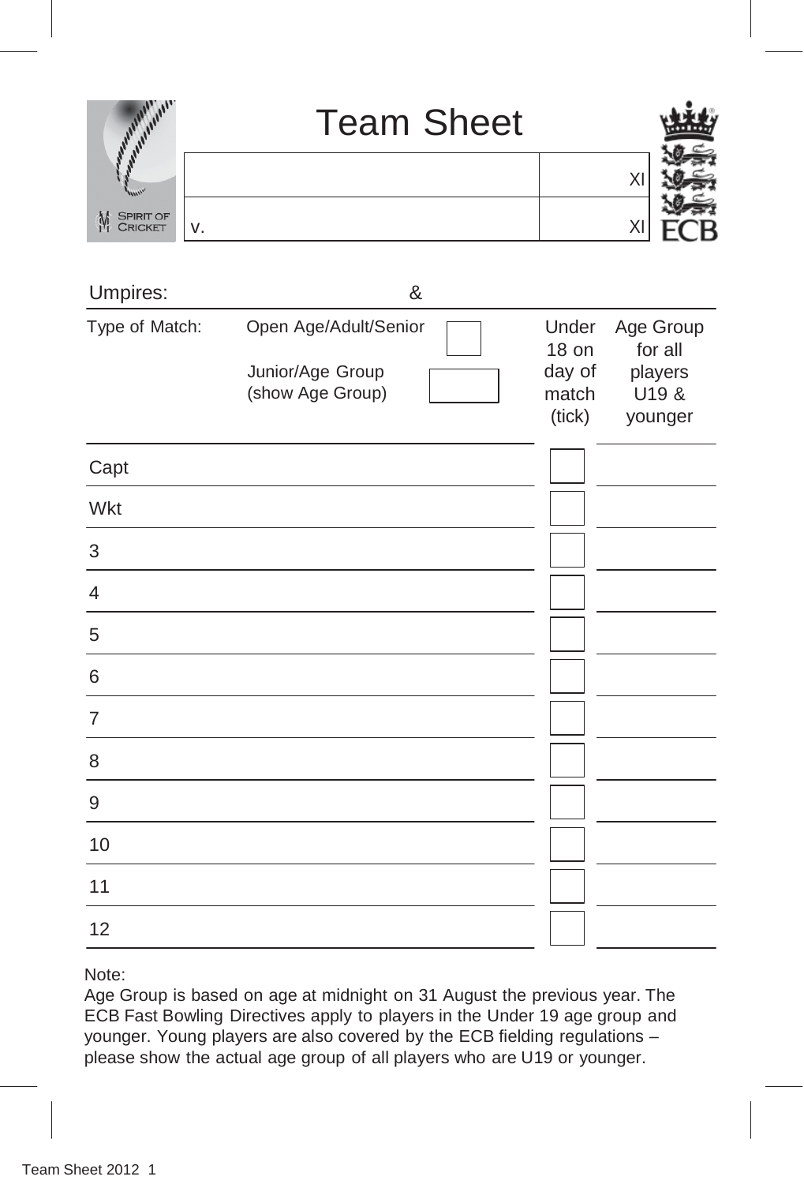# Team Sheet

SPIRIT OF CRICKET

ECB

| | |
|---|---|
| | XI |
| v. | XI |

Umpires: &

| Type of Match: | | Under 18 on day of match (tick) | Age Group for all players U19 & younger |
|---|---|---|---|
| Open Age/Adult/Senior | ☐ | | |
| Junior/Age Group (show Age Group) | ☐ | | |

| | Under 18 on day of match (tick) | Age Group for all players U19 & younger |
|---|---|---|
| Capt | ☐ | |
| Wkt | ☐ | |
| 3 | ☐ | |
| 4 | ☐ | |
| 5 | ☐ | |
| 6 | ☐ | |
| 7 | ☐ | |
| 8 | ☐ | |
| 9 | ☐ | |
| 10 | ☐ | |
| 11 | ☐ | |
| 12 | ☐ | |

Note:
Age Group is based on age at midnight on 31 August the previous year. The ECB Fast Bowling Directives apply to players in the Under 19 age group and younger. Young players are also covered by the ECB fielding regulations – please show the actual age group of all players who are U19 or younger.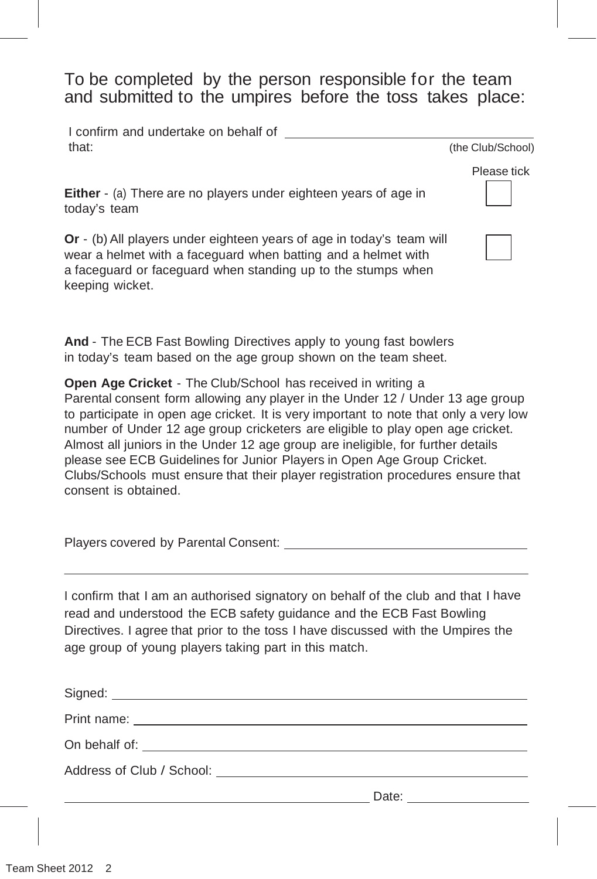## To be completed by the person responsible for the team and submitted to the umpires before the toss takes place:

I confirm and undertake on behalf of \_\_\_\_\_\_\_\_\_\_\_\_\_\_\_\_\_\_\_\_\_\_\_\_\_\_\_\_ (the Club/School) that:

Please tick

**Either** - (a) There are no players under eighteen years of age in today's team ☐

**Or** - (b) All players under eighteen years of age in today's team will wear a helmet with a faceguard when batting and a helmet with a faceguard or faceguard when standing up to the stumps when keeping wicket. ☐

**And** - The ECB Fast Bowling Directives apply to young fast bowlers in today's team based on the age group shown on the team sheet.

**Open Age Cricket** - The Club/School has received in writing a Parental consent form allowing any player in the Under 12 / Under 13 age group to participate in open age cricket. It is very important to note that only a very low number of Under 12 age group cricketers are eligible to play open age cricket. Almost all juniors in the Under 12 age group are ineligible, for further details please see ECB Guidelines for Junior Players in Open Age Group Cricket. Clubs/Schools must ensure that their player registration procedures ensure that consent is obtained.

Players covered by Parental Consent: \_\_\_\_\_\_\_\_\_\_\_\_\_\_\_\_\_\_\_\_\_\_\_\_\_\_\_\_

\_\_\_\_\_\_\_\_\_\_\_\_\_\_\_\_\_\_\_\_\_\_\_\_\_\_\_\_\_\_\_\_\_\_\_\_\_\_\_\_\_\_\_\_\_\_\_\_\_\_\_\_\_\_\_\_

I confirm that I am an authorised signatory on behalf of the club and that I have read and understood the ECB safety guidance and the ECB Fast Bowling Directives. I agree that prior to the toss I have discussed with the Umpires the age group of young players taking part in this match.

Signed: \_\_\_\_\_\_\_\_\_\_\_\_\_\_\_\_\_\_\_\_\_\_\_\_\_\_\_\_

Print name: \_\_\_\_\_\_\_\_\_\_\_\_\_\_\_\_\_\_\_\_\_\_\_\_\_\_\_\_

On behalf of: \_\_\_\_\_\_\_\_\_\_\_\_\_\_\_\_\_\_\_\_\_\_\_\_\_\_\_\_

Address of Club / School: \_\_\_\_\_\_\_\_\_\_\_\_\_\_\_\_\_\_\_\_\_\_\_\_\_\_\_\_

\_\_\_\_\_\_\_\_\_\_\_\_\_\_\_\_\_\_\_\_\_\_\_\_\_\_\_\_ Date: \_\_\_\_\_\_\_\_\_\_\_\_\_\_